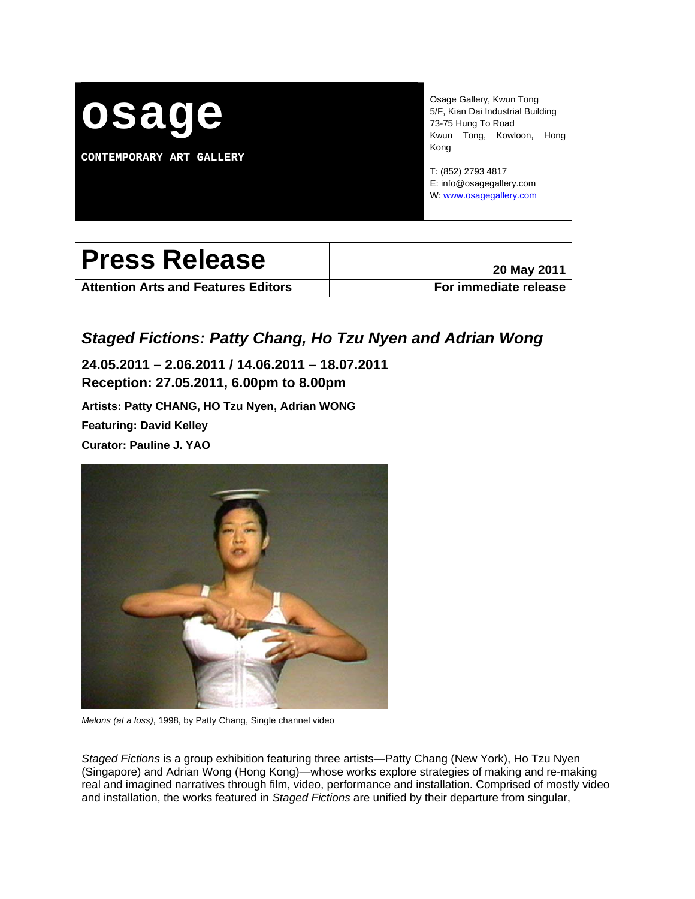**osage**

**CONTEMPORARY ART GALLERY**

Osage Gallery, Kwun Tong
5/F, Kian Dai Industrial Building
73-75 Hung To Road
Kwun Tong, Kowloon, Hong Kong

T: (852) 2793 4817
E: info@osagegallery.com
W: www.osagegallery.com

| **Press Release** | **20 May 2011** |
|---|---|
| **Attention Arts and Features Editors** | **For immediate release** |

## *Staged Fictions: Patty Chang, Ho Tzu Nyen and Adrian Wong*

**24.05.2011 – 2.06.2011 / 14.06.2011 – 18.07.2011**
**Reception: 27.05.2011, 6.00pm to 8.00pm**

**Artists: Patty CHANG, HO Tzu Nyen, Adrian WONG**

**Featuring: David Kelley**

**Curator: Pauline J. YAO**

*Melons (at a loss)*, 1998, by Patty Chang, Single channel video

*Staged Fictions* is a group exhibition featuring three artists—Patty Chang (New York), Ho Tzu Nyen (Singapore) and Adrian Wong (Hong Kong)—whose works explore strategies of making and re-making real and imagined narratives through film, video, performance and installation. Comprised of mostly video and installation, the works featured in *Staged Fictions* are unified by their departure from singular,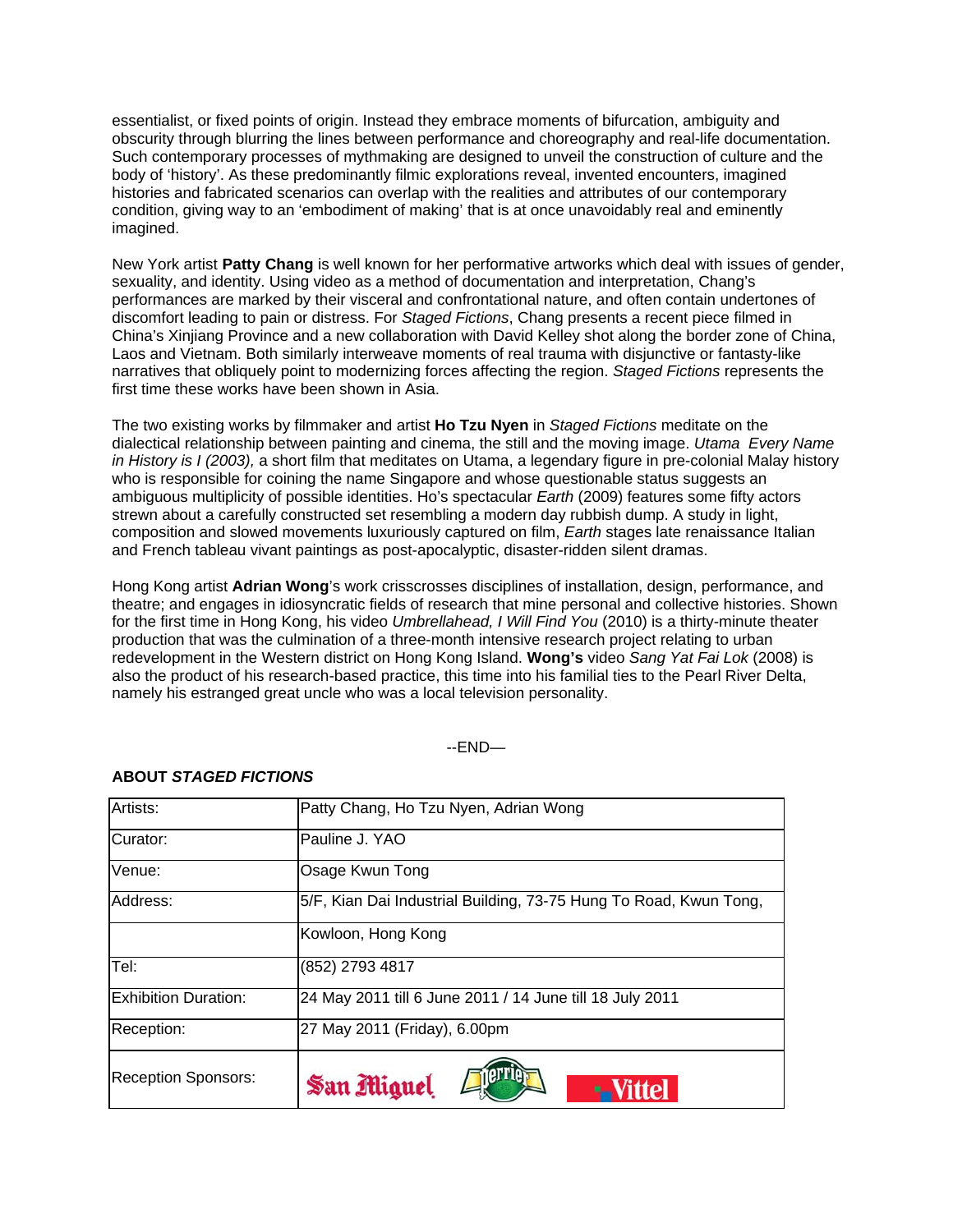essentialist, or fixed points of origin. Instead they embrace moments of bifurcation, ambiguity and obscurity through blurring the lines between performance and choreography and real-life documentation. Such contemporary processes of mythmaking are designed to unveil the construction of culture and the body of 'history'. As these predominantly filmic explorations reveal, invented encounters, imagined histories and fabricated scenarios can overlap with the realities and attributes of our contemporary condition, giving way to an 'embodiment of making' that is at once unavoidably real and eminently imagined.

New York artist **Patty Chang** is well known for her performative artworks which deal with issues of gender, sexuality, and identity. Using video as a method of documentation and interpretation, Chang's performances are marked by their visceral and confrontational nature, and often contain undertones of discomfort leading to pain or distress. For *Staged Fictions*, Chang presents a recent piece filmed in China's Xinjiang Province and a new collaboration with David Kelley shot along the border zone of China, Laos and Vietnam. Both similarly interweave moments of real trauma with disjunctive or fantasty-like narratives that obliquely point to modernizing forces affecting the region. *Staged Fictions* represents the first time these works have been shown in Asia.

The two existing works by filmmaker and artist **Ho Tzu Nyen** in *Staged Fictions* meditate on the dialectical relationship between painting and cinema, the still and the moving image. *Utama Every Name in History is I (2003),* a short film that meditates on Utama, a legendary figure in pre-colonial Malay history who is responsible for coining the name Singapore and whose questionable status suggests an ambiguous multiplicity of possible identities. Ho's spectacular *Earth* (2009) features some fifty actors strewn about a carefully constructed set resembling a modern day rubbish dump. A study in light, composition and slowed movements luxuriously captured on film, *Earth* stages late renaissance Italian and French tableau vivant paintings as post-apocalyptic, disaster-ridden silent dramas.

Hong Kong artist **Adrian Wong**'s work crisscrosses disciplines of installation, design, performance, and theatre; and engages in idiosyncratic fields of research that mine personal and collective histories. Shown for the first time in Hong Kong, his video *Umbrellahead, I Will Find You* (2010) is a thirty-minute theater production that was the culmination of a three-month intensive research project relating to urban redevelopment in the Western district on Hong Kong Island. **Wong's** video *Sang Yat Fai Lok* (2008) is also the product of his research-based practice, this time into his familial ties to the Pearl River Delta, namely his estranged great uncle who was a local television personality.

--END—

**ABOUT *STAGED FICTIONS***

| | |
|---|---|
| Artists: | Patty Chang, Ho Tzu Nyen, Adrian Wong |
| Curator: | Pauline J. YAO |
| Venue: | Osage Kwun Tong |
| Address: | 5/F, Kian Dai Industrial Building, 73-75 Hung To Road, Kwun Tong, |
| | Kowloon, Hong Kong |
| Tel: | (852) 2793 4817 |
| Exhibition Duration: | 24 May 2011 till 6 June 2011 / 14 June till 18 July 2011 |
| Reception: | 27 May 2011 (Friday), 6.00pm |
| Reception Sponsors: | San Miguel, Perrier, Vittel |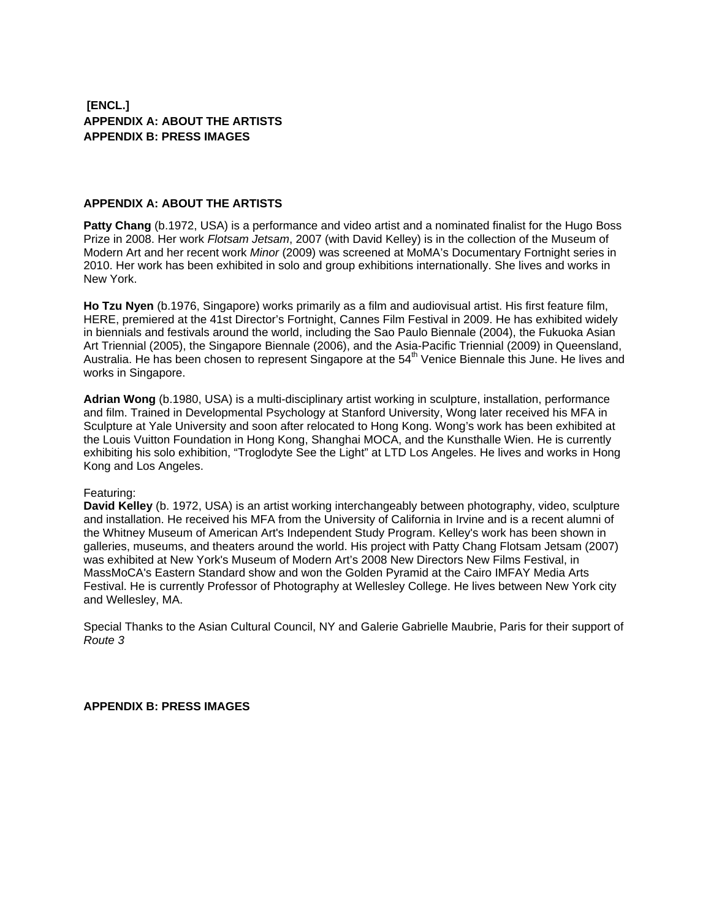**[ENCL.]**
**APPENDIX A: ABOUT THE ARTISTS**
**APPENDIX B: PRESS IMAGES**

## APPENDIX A: ABOUT THE ARTISTS

**Patty Chang** (b.1972, USA) is a performance and video artist and a nominated finalist for the Hugo Boss Prize in 2008. Her work *Flotsam Jetsam*, 2007 (with David Kelley) is in the collection of the Museum of Modern Art and her recent work *Minor* (2009) was screened at MoMA's Documentary Fortnight series in 2010. Her work has been exhibited in solo and group exhibitions internationally. She lives and works in New York.

**Ho Tzu Nyen** (b.1976, Singapore) works primarily as a film and audiovisual artist. His first feature film, HERE, premiered at the 41st Director's Fortnight, Cannes Film Festival in 2009. He has exhibited widely in biennials and festivals around the world, including the Sao Paulo Biennale (2004), the Fukuoka Asian Art Triennial (2005), the Singapore Biennale (2006), and the Asia-Pacific Triennial (2009) in Queensland, Australia. He has been chosen to represent Singapore at the 54th Venice Biennale this June. He lives and works in Singapore.

**Adrian Wong** (b.1980, USA) is a multi-disciplinary artist working in sculpture, installation, performance and film. Trained in Developmental Psychology at Stanford University, Wong later received his MFA in Sculpture at Yale University and soon after relocated to Hong Kong. Wong's work has been exhibited at the Louis Vuitton Foundation in Hong Kong, Shanghai MOCA, and the Kunsthalle Wien. He is currently exhibiting his solo exhibition, "Troglodyte See the Light" at LTD Los Angeles. He lives and works in Hong Kong and Los Angeles.

Featuring:
**David Kelley** (b. 1972, USA) is an artist working interchangeably between photography, video, sculpture and installation. He received his MFA from the University of California in Irvine and is a recent alumni of the Whitney Museum of American Art's Independent Study Program. Kelley's work has been shown in galleries, museums, and theaters around the world. His project with Patty Chang Flotsam Jetsam (2007) was exhibited at New York's Museum of Modern Art's 2008 New Directors New Films Festival, in MassMoCA's Eastern Standard show and won the Golden Pyramid at the Cairo IMFAY Media Arts Festival. He is currently Professor of Photography at Wellesley College. He lives between New York city and Wellesley, MA.

Special Thanks to the Asian Cultural Council, NY and Galerie Gabrielle Maubrie, Paris for their support of *Route 3*

## APPENDIX B: PRESS IMAGES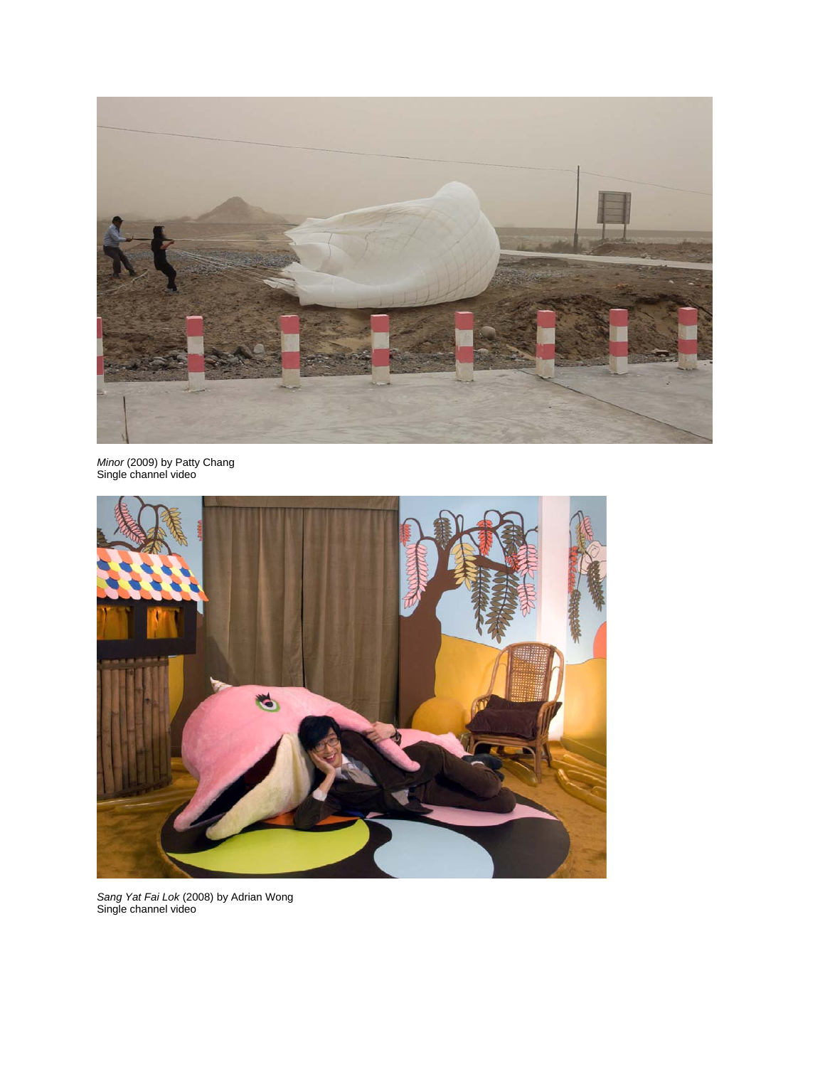*Minor* (2009) by Patty Chang
Single channel video

*Sang Yat Fai Lok* (2008) by Adrian Wong
Single channel video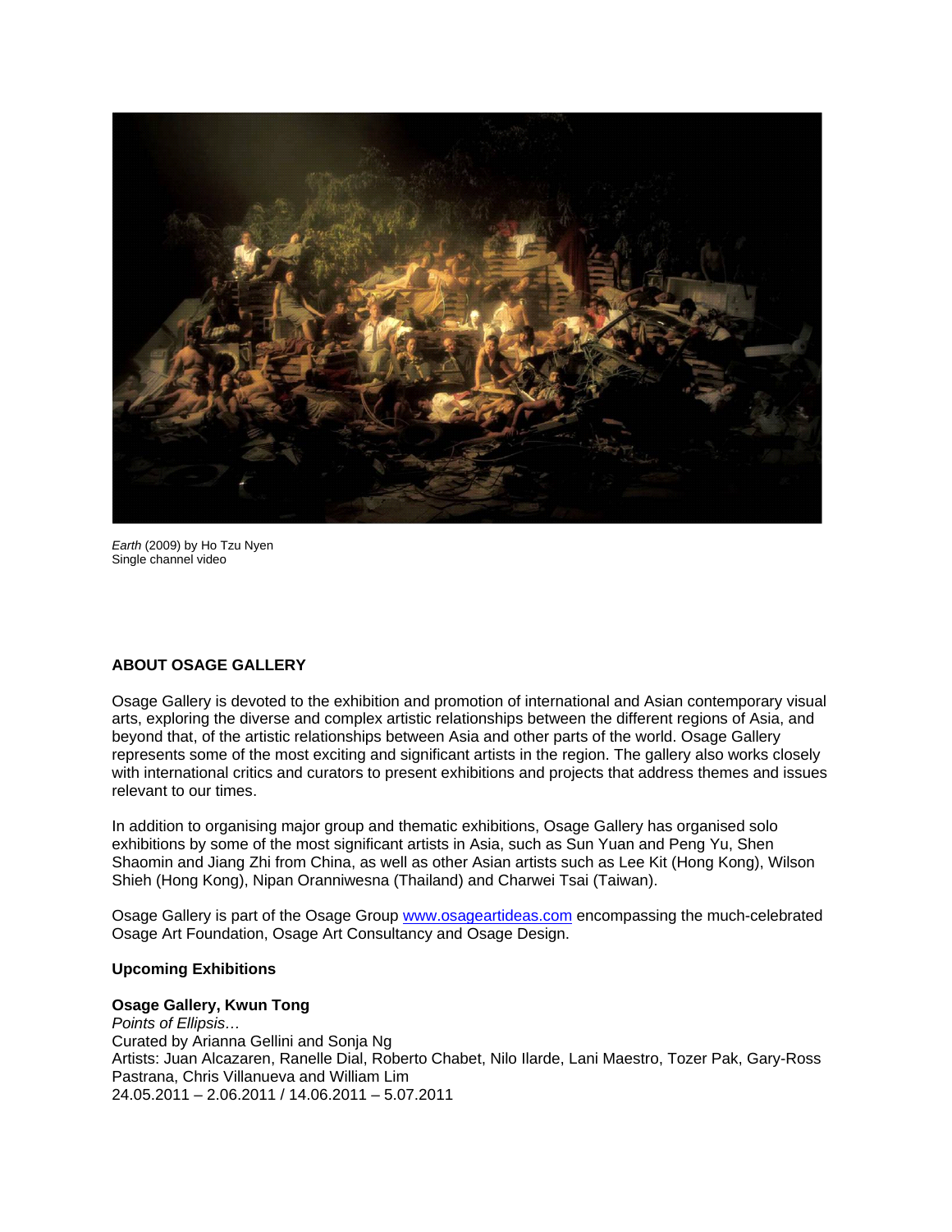*Earth* (2009) by Ho Tzu Nyen
Single channel video

**ABOUT OSAGE GALLERY**

Osage Gallery is devoted to the exhibition and promotion of international and Asian contemporary visual arts, exploring the diverse and complex artistic relationships between the different regions of Asia, and beyond that, of the artistic relationships between Asia and other parts of the world. Osage Gallery represents some of the most exciting and significant artists in the region. The gallery also works closely with international critics and curators to present exhibitions and projects that address themes and issues relevant to our times.

In addition to organising major group and thematic exhibitions, Osage Gallery has organised solo exhibitions by some of the most significant artists in Asia, such as Sun Yuan and Peng Yu, Shen Shaomin and Jiang Zhi from China, as well as other Asian artists such as Lee Kit (Hong Kong), Wilson Shieh (Hong Kong), Nipan Oranniwesna (Thailand) and Charwei Tsai (Taiwan).

Osage Gallery is part of the Osage Group [www.osageartideas.com](http://www.osageartideas.com) encompassing the much-celebrated Osage Art Foundation, Osage Art Consultancy and Osage Design.

**Upcoming Exhibitions**

**Osage Gallery, Kwun Tong**
*Points of Ellipsis…*
Curated by Arianna Gellini and Sonja Ng
Artists: Juan Alcazaren, Ranelle Dial, Roberto Chabet, Nilo Ilarde, Lani Maestro, Tozer Pak, Gary-Ross Pastrana, Chris Villanueva and William Lim
24.05.2011 – 2.06.2011 / 14.06.2011 – 5.07.2011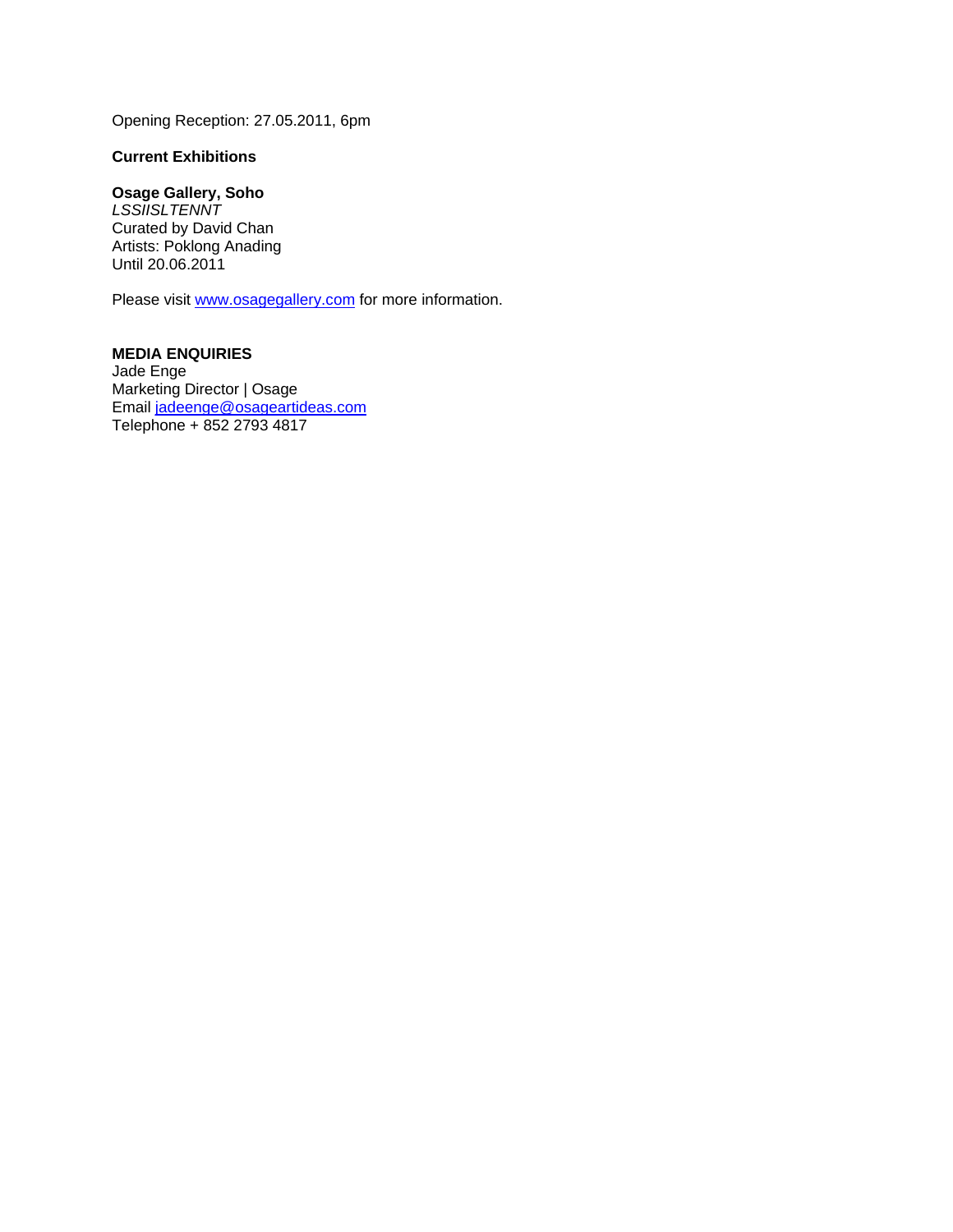Opening Reception: 27.05.2011, 6pm

**Current Exhibitions**

**Osage Gallery, Soho**
*LSSIISLTENNT*
Curated by David Chan
Artists: Poklong Anading
Until 20.06.2011

Please visit [www.osagegallery.com](http://www.osagegallery.com) for more information.

**MEDIA ENQUIRIES**
Jade Enge
Marketing Director | Osage
Email [jadeenge@osageartideas.com](mailto:jadeenge@osageartideas.com)
Telephone + 852 2793 4817